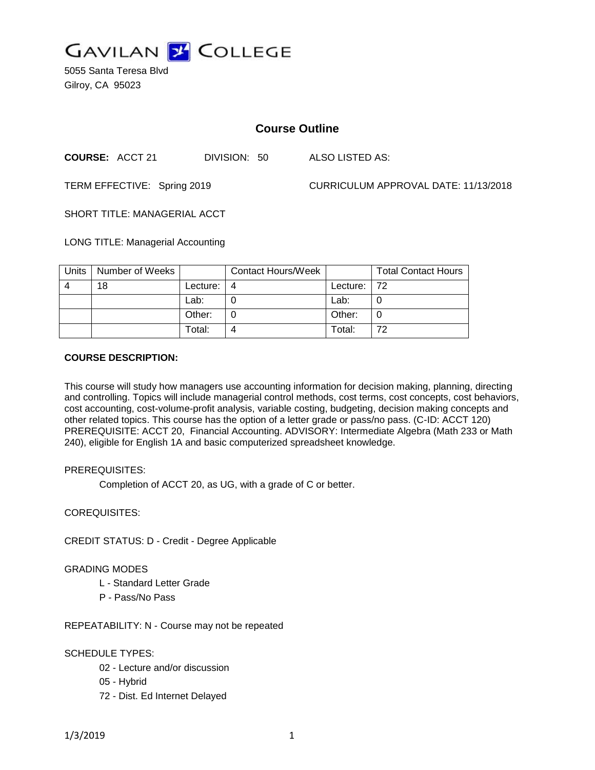# GAVILAN COLLEGE

5055 Santa Teresa Blvd
Gilroy, CA 95023

## Course Outline

**COURSE:** ACCT 21 DIVISION: 50 ALSO LISTED AS:

TERM EFFECTIVE: Spring 2019 CURRICULUM APPROVAL DATE: 11/13/2018

SHORT TITLE: MANAGERIAL ACCT

LONG TITLE: Managerial Accounting

| Units | Number of Weeks | | Contact Hours/Week | | Total Contact Hours |
|---|---|---|---|---|---|
| 4 | 18 | Lecture: | 4 | Lecture: | 72 |
| | | Lab: | 0 | Lab: | 0 |
| | | Other: | 0 | Other: | 0 |
| | | Total: | 4 | Total: | 72 |

**COURSE DESCRIPTION:**

This course will study how managers use accounting information for decision making, planning, directing and controlling. Topics will include managerial control methods, cost terms, cost concepts, cost behaviors, cost accounting, cost-volume-profit analysis, variable costing, budgeting, decision making concepts and other related topics. This course has the option of a letter grade or pass/no pass. (C-ID: ACCT 120) PREREQUISITE: ACCT 20, Financial Accounting. ADVISORY: Intermediate Algebra (Math 233 or Math 240), eligible for English 1A and basic computerized spreadsheet knowledge.

PREREQUISITES:

Completion of ACCT 20, as UG, with a grade of C or better.

COREQUISITES:

CREDIT STATUS: D - Credit - Degree Applicable

GRADING MODES

L - Standard Letter Grade

P - Pass/No Pass

REPEATABILITY: N - Course may not be repeated

SCHEDULE TYPES:

02 - Lecture and/or discussion

05 - Hybrid

72 - Dist. Ed Internet Delayed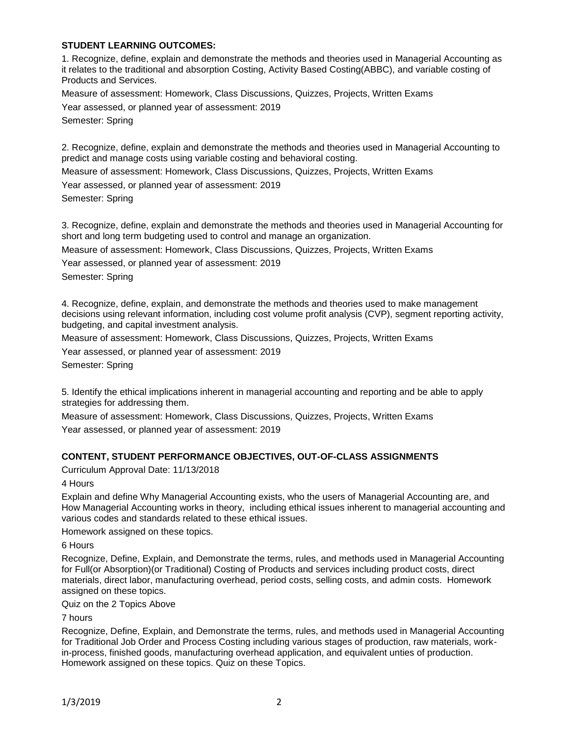**STUDENT LEARNING OUTCOMES:**

1. Recognize, define, explain and demonstrate the methods and theories used in Managerial Accounting as it relates to the traditional and absorption Costing, Activity Based Costing(ABBC), and variable costing of Products and Services.

Measure of assessment: Homework, Class Discussions, Quizzes, Projects, Written Exams

Year assessed, or planned year of assessment: 2019

Semester: Spring

2. Recognize, define, explain and demonstrate the methods and theories used in Managerial Accounting to predict and manage costs using variable costing and behavioral costing.

Measure of assessment: Homework, Class Discussions, Quizzes, Projects, Written Exams

Year assessed, or planned year of assessment: 2019

Semester: Spring

3. Recognize, define, explain and demonstrate the methods and theories used in Managerial Accounting for short and long term budgeting used to control and manage an organization.

Measure of assessment: Homework, Class Discussions, Quizzes, Projects, Written Exams

Year assessed, or planned year of assessment: 2019

Semester: Spring

4. Recognize, define, explain, and demonstrate the methods and theories used to make management decisions using relevant information, including cost volume profit analysis (CVP), segment reporting activity, budgeting, and capital investment analysis.

Measure of assessment: Homework, Class Discussions, Quizzes, Projects, Written Exams

Year assessed, or planned year of assessment: 2019

Semester: Spring

5. Identify the ethical implications inherent in managerial accounting and reporting and be able to apply strategies for addressing them.

Measure of assessment: Homework, Class Discussions, Quizzes, Projects, Written Exams

Year assessed, or planned year of assessment: 2019

**CONTENT, STUDENT PERFORMANCE OBJECTIVES, OUT-OF-CLASS ASSIGNMENTS**

Curriculum Approval Date: 11/13/2018

4 Hours

Explain and define Why Managerial Accounting exists, who the users of Managerial Accounting are, and How Managerial Accounting works in theory, including ethical issues inherent to managerial accounting and various codes and standards related to these ethical issues.

Homework assigned on these topics.

6 Hours

Recognize, Define, Explain, and Demonstrate the terms, rules, and methods used in Managerial Accounting for Full(or Absorption)(or Traditional) Costing of Products and services including product costs, direct materials, direct labor, manufacturing overhead, period costs, selling costs, and admin costs. Homework assigned on these topics.

Quiz on the 2 Topics Above

7 hours

Recognize, Define, Explain, and Demonstrate the terms, rules, and methods used in Managerial Accounting for Traditional Job Order and Process Costing including various stages of production, raw materials, work-in-process, finished goods, manufacturing overhead application, and equivalent unties of production. Homework assigned on these topics. Quiz on these Topics.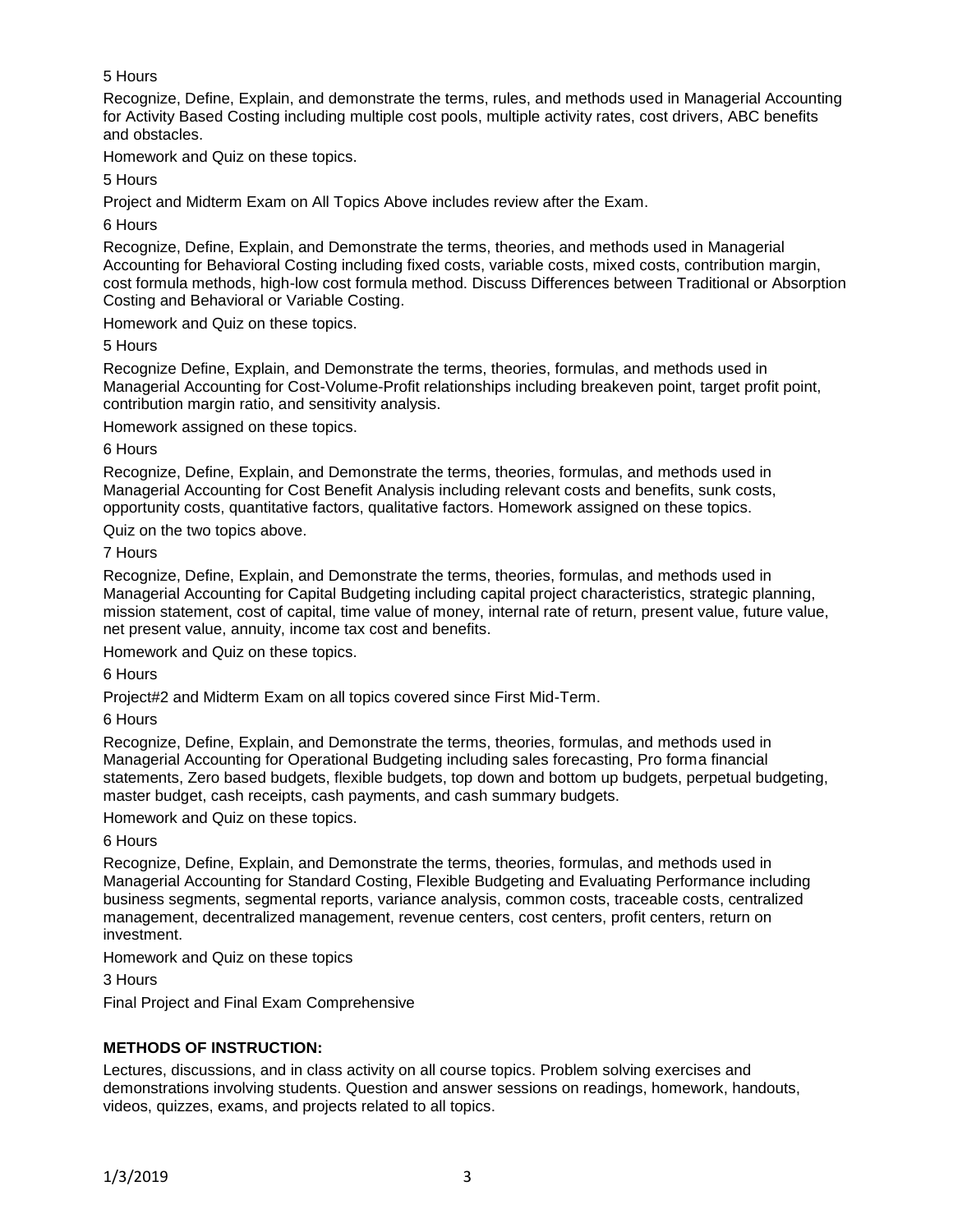5 Hours

Recognize, Define, Explain, and demonstrate the terms, rules, and methods used in Managerial Accounting for Activity Based Costing including multiple cost pools, multiple activity rates, cost drivers, ABC benefits and obstacles.

Homework and Quiz on these topics.

5 Hours

Project and Midterm Exam on All Topics Above includes review after the Exam.

6 Hours

Recognize, Define, Explain, and Demonstrate the terms, theories, and methods used in Managerial Accounting for Behavioral Costing including fixed costs, variable costs, mixed costs, contribution margin, cost formula methods, high-low cost formula method. Discuss Differences between Traditional or Absorption Costing and Behavioral or Variable Costing.

Homework and Quiz on these topics.

5 Hours

Recognize Define, Explain, and Demonstrate the terms, theories, formulas, and methods used in Managerial Accounting for Cost-Volume-Profit relationships including breakeven point, target profit point, contribution margin ratio, and sensitivity analysis.

Homework assigned on these topics.

6 Hours

Recognize, Define, Explain, and Demonstrate the terms, theories, formulas, and methods used in Managerial Accounting for Cost Benefit Analysis including relevant costs and benefits, sunk costs, opportunity costs, quantitative factors, qualitative factors. Homework assigned on these topics.

Quiz on the two topics above.

7 Hours

Recognize, Define, Explain, and Demonstrate the terms, theories, formulas, and methods used in Managerial Accounting for Capital Budgeting including capital project characteristics, strategic planning, mission statement, cost of capital, time value of money, internal rate of return, present value, future value, net present value, annuity, income tax cost and benefits.

Homework and Quiz on these topics.

6 Hours

Project#2 and Midterm Exam on all topics covered since First Mid-Term.

6 Hours

Recognize, Define, Explain, and Demonstrate the terms, theories, formulas, and methods used in Managerial Accounting for Operational Budgeting including sales forecasting, Pro forma financial statements, Zero based budgets, flexible budgets, top down and bottom up budgets, perpetual budgeting, master budget, cash receipts, cash payments, and cash summary budgets.

Homework and Quiz on these topics.

6 Hours

Recognize, Define, Explain, and Demonstrate the terms, theories, formulas, and methods used in Managerial Accounting for Standard Costing, Flexible Budgeting and Evaluating Performance including business segments, segmental reports, variance analysis, common costs, traceable costs, centralized management, decentralized management, revenue centers, cost centers, profit centers, return on investment.

Homework and Quiz on these topics

3 Hours

Final Project and Final Exam Comprehensive

**METHODS OF INSTRUCTION:**

Lectures, discussions, and in class activity on all course topics. Problem solving exercises and demonstrations involving students. Question and answer sessions on readings, homework, handouts, videos, quizzes, exams, and projects related to all topics.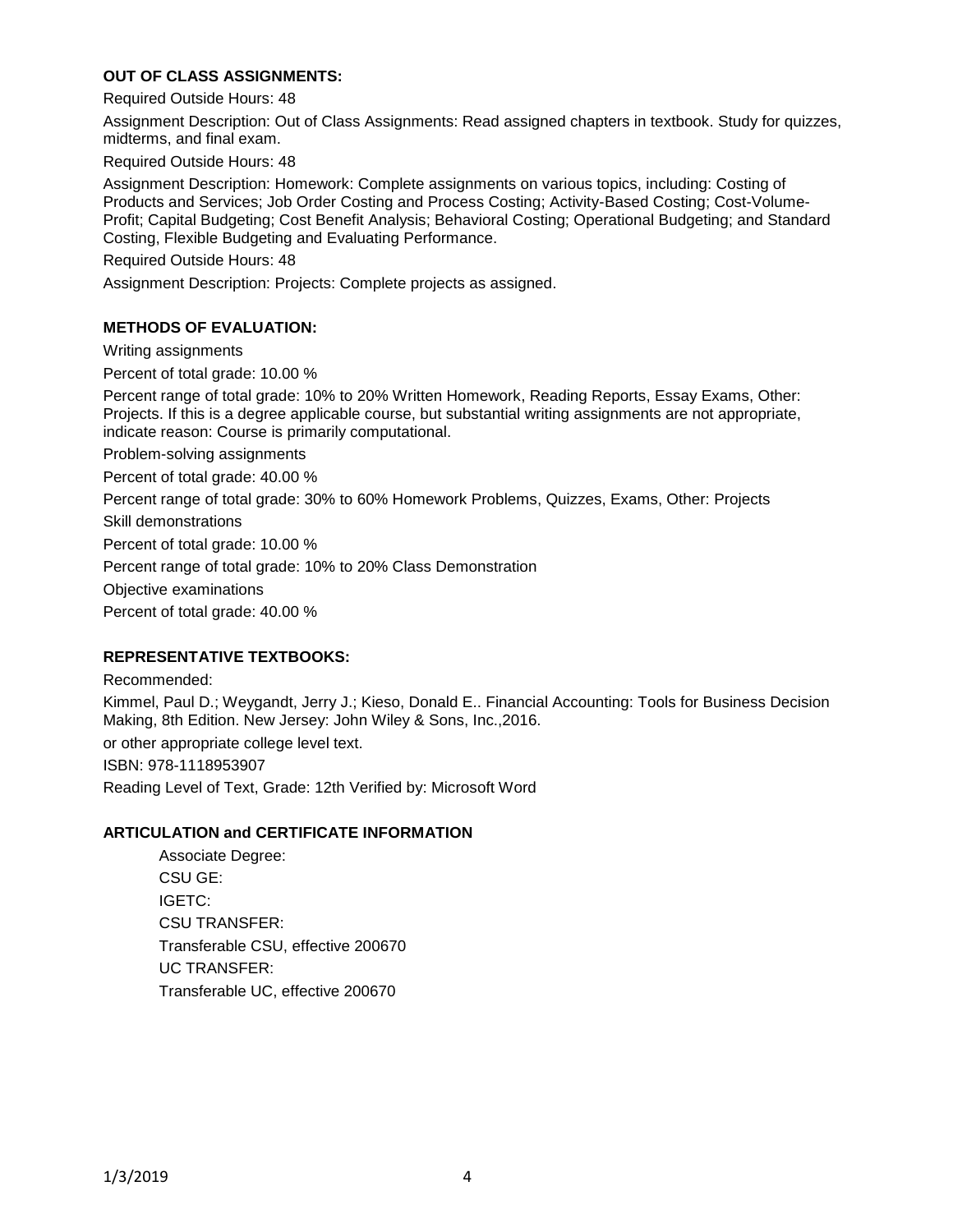**OUT OF CLASS ASSIGNMENTS:**

Required Outside Hours: 48

Assignment Description: Out of Class Assignments: Read assigned chapters in textbook. Study for quizzes, midterms, and final exam.

Required Outside Hours: 48

Assignment Description: Homework: Complete assignments on various topics, including: Costing of Products and Services; Job Order Costing and Process Costing; Activity-Based Costing; Cost-Volume-Profit; Capital Budgeting; Cost Benefit Analysis; Behavioral Costing; Operational Budgeting; and Standard Costing, Flexible Budgeting and Evaluating Performance.

Required Outside Hours: 48

Assignment Description: Projects: Complete projects as assigned.

**METHODS OF EVALUATION:**

Writing assignments

Percent of total grade: 10.00 %

Percent range of total grade: 10% to 20% Written Homework, Reading Reports, Essay Exams, Other: Projects. If this is a degree applicable course, but substantial writing assignments are not appropriate, indicate reason: Course is primarily computational.

Problem-solving assignments

Percent of total grade: 40.00 %

Percent range of total grade: 30% to 60% Homework Problems, Quizzes, Exams, Other: Projects

Skill demonstrations

Percent of total grade: 10.00 %

Percent range of total grade: 10% to 20% Class Demonstration

Objective examinations

Percent of total grade: 40.00 %

**REPRESENTATIVE TEXTBOOKS:**

Recommended:

Kimmel, Paul D.; Weygandt, Jerry J.; Kieso, Donald E.. Financial Accounting: Tools for Business Decision Making, 8th Edition. New Jersey: John Wiley & Sons, Inc.,2016.

or other appropriate college level text.

ISBN: 978-1118953907

Reading Level of Text, Grade: 12th Verified by: Microsoft Word

**ARTICULATION and CERTIFICATE INFORMATION**

Associate Degree:
CSU GE:
IGETC:
CSU TRANSFER:
Transferable CSU, effective 200670
UC TRANSFER:
Transferable UC, effective 200670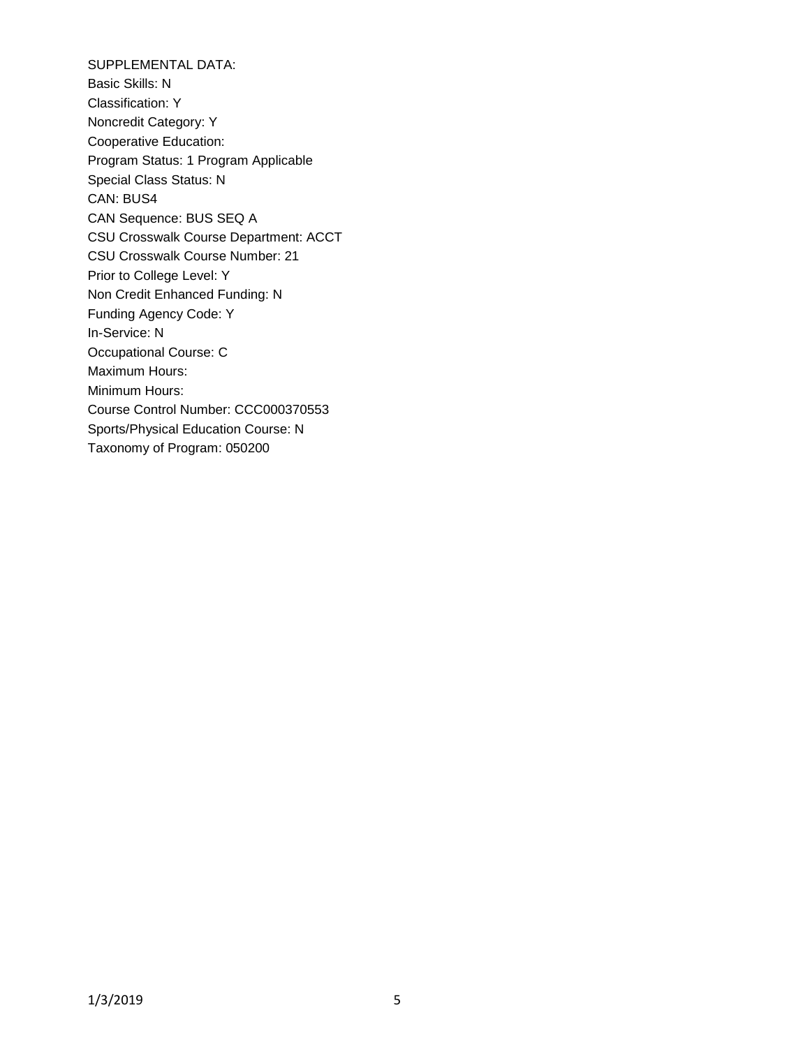SUPPLEMENTAL DATA:

Basic Skills: N

Classification: Y

Noncredit Category: Y

Cooperative Education:

Program Status: 1 Program Applicable

Special Class Status: N

CAN: BUS4

CAN Sequence: BUS SEQ A

CSU Crosswalk Course Department: ACCT

CSU Crosswalk Course Number: 21

Prior to College Level: Y

Non Credit Enhanced Funding: N

Funding Agency Code: Y

In-Service: N

Occupational Course: C

Maximum Hours:

Minimum Hours:

Course Control Number: CCC000370553

Sports/Physical Education Course: N

Taxonomy of Program: 050200